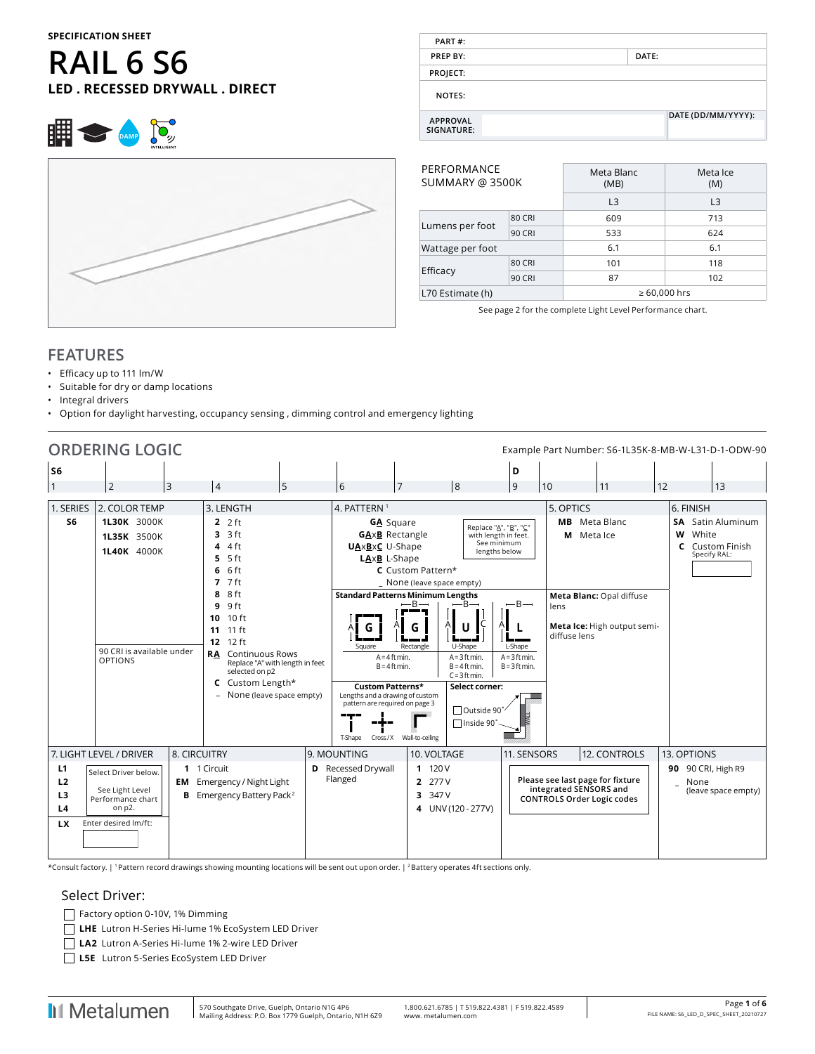SPECIFICATION SHEET

# RAIL 6 S6

**LED . RECESSED DRYWALL . DIRECT**

| | | | |
|---|---|---|---|
| PART #: | | | |
| PREP BY: | | DATE: | |
| PROJECT: | | | |
| NOTES: | | | |
| APPROVAL SIGNATURE: | | DATE (DD/MM/YYYY): | |

| PERFORMANCE SUMMARY @ 3500K | | Meta Blanc (MB) | Meta Ice (M) |
|---|---|---|---|
| | | L3 | L3 |
| Lumens per foot | 80 CRI | 609 | 713 |
| | 90 CRI | 533 | 624 |
| Wattage per foot | | 6.1 | 6.1 |
| Efficacy | 80 CRI | 101 | 118 |
| | 90 CRI | 87 | 102 |
| L70 Estimate (h) | | ≥ 60,000 hrs | |

See page 2 for the complete Light Level Performance chart.

## FEATURES

- Efficacy up to 111 lm/W
- Suitable for dry or damp locations
- Integral drivers
- Option for daylight harvesting, occupancy sensing , dimming control and emergency lighting

## ORDERING LOGIC

Example Part Number: S6-1L35K-8-MB-W-L31-D-1-ODW-90

| 1 | 2 | 3 | 4 | 5 | 6 | 7 | 8 | 9 | 10 | 11 | 12 | 13 |
|---|---|---|---|---|---|---|---|---|---|---|---|---|
| S6 | | | | | | | | D | | | | |

**1. SERIES**
- **S6**

**2. COLOR TEMP**
- **1L30K** 3000K
- **1L35K** 3500K
- **1L40K** 4000K

90 CRI is available under OPTIONS

**3. LENGTH**
- **2** 2 ft
- **3** 3 ft
- **4** 4 ft
- **5** 5 ft
- **6** 6 ft
- **7** 7 ft
- **8** 8 ft
- **9** 9 ft
- **10** 10 ft
- **11** 11 ft
- **12** 12 ft
- **RA** Continuous Rows (Replace "A" with length in feet selected on p2)
- **C** Custom Length*
- – None (leave space empty)

**4. PATTERN** [1]
- **GA** Square
- **GAxB** Rectangle
- **UAxBxC** U-Shape
- **LAxB** L-Shape
- **C** Custom Pattern*
- _ None (leave space empty)

Replace "A", "B", "C" with length in feet. See minimum lengths below

**Standard Patterns Minimum Lengths**
- Square: A = 4 ft min. B = 4 ft min.
- Rectangle: A = 4 ft min. B = 4 ft min.
- U-Shape: A = 3 ft min. B = 4 ft min. C = 3 ft min.
- L-Shape: A = 3 ft min. B = 3 ft min.

**Custom Patterns*** Lengths and a drawing of custom pattern are required on page 3
T-Shape, Cross / X, Wall-to-ceiling

**Select corner:**
- ☐ Outside 90˚
- ☐ Inside 90˚

**5. OPTICS**
- **MB** Meta Blanc
- **M** Meta Ice

**Meta Blanc:** Opal diffuse lens

**Meta Ice:** High output semi-diffuse lens

**6. FINISH**
- **SA** Satin Aluminum
- **W** White
- **C** Custom Finish (Specify RAL: ______)

**7. LIGHT LEVEL / DRIVER**
- **L1**
- **L2**
- **L3**
- **L4**

Select Driver below. See Light Level Performance chart on p2.

- **LX** Enter desired lm/ft: ______

**8. CIRCUITRY**
- **1** 1 Circuit
- **EM** Emergency / Night Light
- **B** Emergency Battery Pack [2]

**9. MOUNTING**
- **D** Recessed Drywall Flanged

**10. VOLTAGE**
- **1** 120 V
- **2** 277 V
- **3** 347 V
- **4** UNV (120 - 277V)

**11. SENSORS / 12. CONTROLS**

Please see last page for fixture integrated SENSORS and CONTROLS Order Logic codes

**13. OPTIONS**
- **90** 90 CRI, High R9
- _ None (leave space empty)

*Consult factory. | [1] Pattern record drawings showing mounting locations will be sent out upon order. | [2] Battery operates 4ft sections only.

### Select Driver:

- ☐ Factory option 0-10V, 1% Dimming
- ☐ **LHE** Lutron H-Series Hi-lume 1% EcoSystem LED Driver
- ☐ **LA2** Lutron A-Series Hi-lume 1% 2-wire LED Driver
- ☐ **L5E** Lutron 5-Series EcoSystem LED Driver

Metalumen | 570 Southgate Drive, Guelph, Ontario N1G 4P6 Mailing Address: P.O. Box 1779 Guelph, Ontario, N1H 6Z9 | 1.800.621.6785 | T 519.822.4381 | F 519.822.4589 www.metalumen.com | FILE NAME: S6_LED_D_SPEC_SHEET_20210727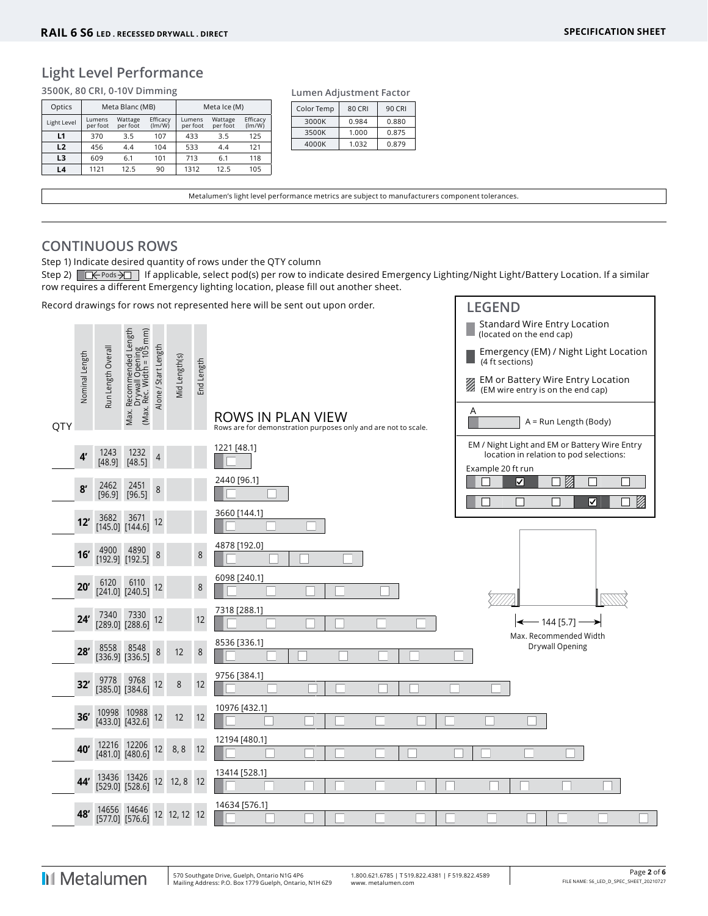## Light Level Performance

**3500K, 80 CRI, 0-10V Dimming**

| Optics | Meta Blanc (MB) | | | Meta Ice (M) | | |
|---|---|---|---|---|---|---|
| Light Level | Lumens per foot | Wattage per foot | Efficacy (lm/W) | Lumens per foot | Wattage per foot | Efficacy (lm/W) |
| **L1** | 370 | 3.5 | 107 | 433 | 3.5 | 125 |
| **L2** | 456 | 4.4 | 104 | 533 | 4.4 | 121 |
| **L3** | 609 | 6.1 | 101 | 713 | 6.1 | 118 |
| **L4** | 1121 | 12.5 | 90 | 1312 | 12.5 | 105 |

**Lumen Adjustment Factor**

| Color Temp | 80 CRI | 90 CRI |
|---|---|---|
| 3000K | 0.984 | 0.880 |
| 3500K | 1.000 | 0.875 |
| 4000K | 1.032 | 0.879 |

Metalumen's light level performance metrics are subject to manufacturers component tolerances.

## CONTINUOUS ROWS

Step 1) Indicate desired quantity of rows under the QTY column

Step 2) ☐← Pods →☐ If applicable, select pod(s) per row to indicate desired Emergency Lighting/Night Light/Battery Location. If a similar row requires a different Emergency lighting location, please fill out another sheet.

Record drawings for rows not represented here will be sent out upon order.

| QTY | Nominal Length | Run Length Overall | Max. Recommended Length Drywall Opening (Max. Rec. Width = 105 mm) | Alone / Start Length | Mid Length(s) | End Length | ROWS IN PLAN VIEW |
|---|---|---|---|---|---|---|---|
| | 4' | 1243 [48.9] | 1232 [48.5] | 4 | | | 1221 [48.1] |
| | 8' | 2462 [96.9] | 2451 [96.5] | 8 | | | 2440 [96.1] |
| | 12' | 3682 [145.0] | 3671 [144.6] | 12 | | | 3660 [144.1] |
| | 16' | 4900 [192.9] | 4890 [192.5] | 8 | | 8 | 4878 [192.0] |
| | 20' | 6120 [241.0] | 6110 [240.5] | 12 | | 8 | 6098 [240.1] |
| | 24' | 7340 [289.0] | 7330 [288.6] | 12 | | 12 | 7318 [288.1] |
| | 28' | 8558 [336.9] | 8548 [336.5] | 8 | 12 | 8 | 8536 [336.1] |
| | 32' | 9778 [385.0] | 9768 [384.6] | 12 | 8 | 12 | 9756 [384.1] |
| | 36' | 10998 [433.0] | 10988 [432.6] | 12 | 12 | 12 | 10976 [432.1] |
| | 40' | 12216 [481.0] | 12206 [480.6] | 12 | 8, 8 | 12 | 12194 [480.1] |
| | 44' | 13436 [529.0] | 13426 [528.6] | 12 | 12, 8 | 12 | 13414 [528.1] |
| | 48' | 14656 [577.0] | 14646 [576.6] | 12 | 12, 12 | 12 | 14634 [576.1] |

ROWS IN PLAN VIEW
Rows are for demonstration purposes only and are not to scale.

**LEGEND**

- Standard Wire Entry Location (located on the end cap)
- Emergency (EM) / Night Light Location (4 ft sections)
- EM or Battery Wire Entry Location (EM wire entry is on the end cap)

A = Run Length (Body)

EM / Night Light and EM or Battery Wire Entry location in relation to pod selections:

Example 20 ft run

144 [5.7]
Max. Recommended Width Drywall Opening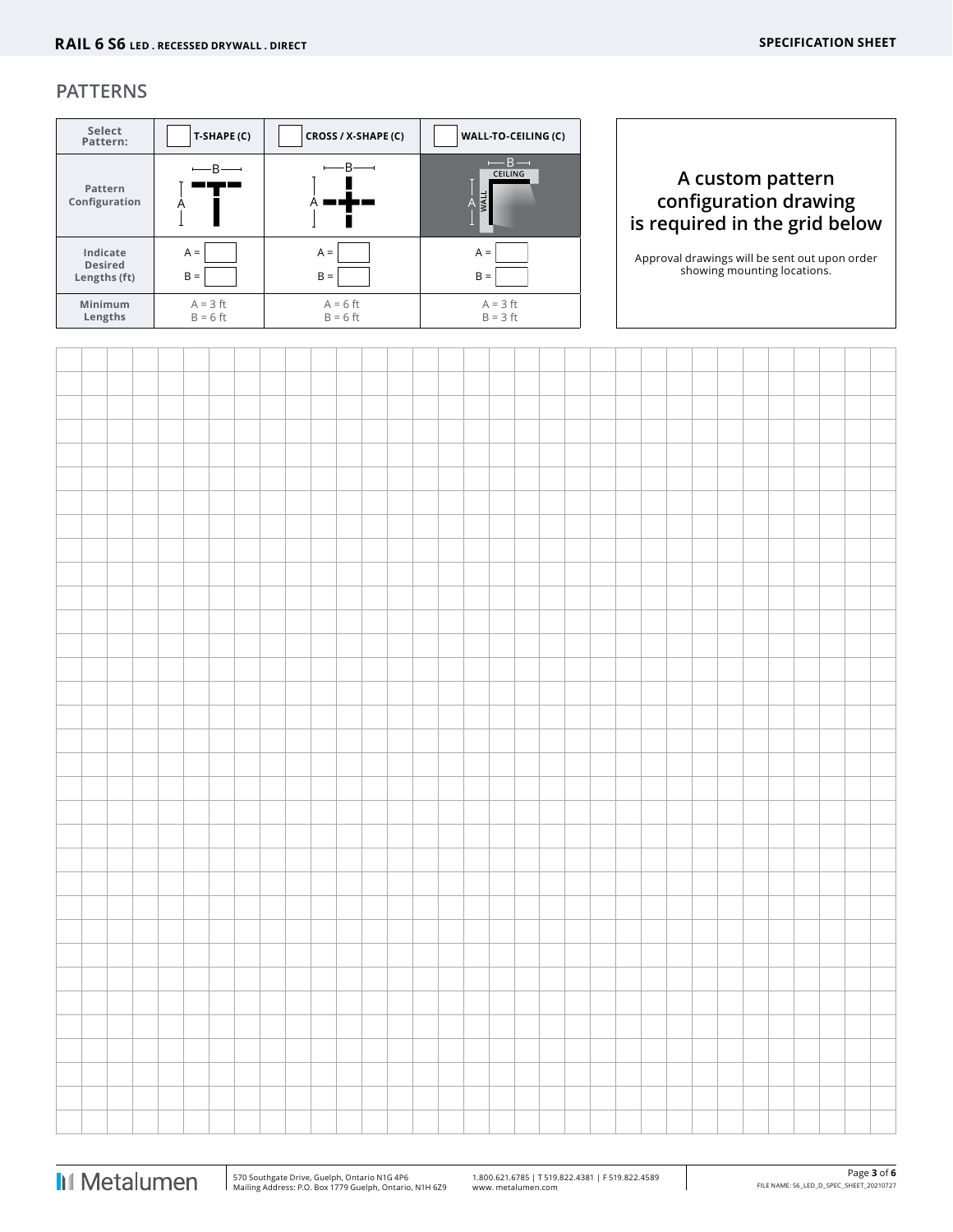## PATTERNS

| Select Pattern: | T-SHAPE (C) | CROSS / X-SHAPE (C) | WALL-TO-CEILING (C) |
|---|---|---|---|
| Pattern Configuration | B, A | B, A | B, CEILING, A, WALL |
| Indicate Desired Lengths (ft) | A = <br> B = | A = <br> B = | A = <br> B = |
| Minimum Lengths | A = 3 ft <br> B = 6 ft | A = 6 ft <br> B = 6 ft | A = 3 ft <br> B = 3 ft |

### A custom pattern configuration drawing is required in the grid below

Approval drawings will be sent out upon order showing mounting locations.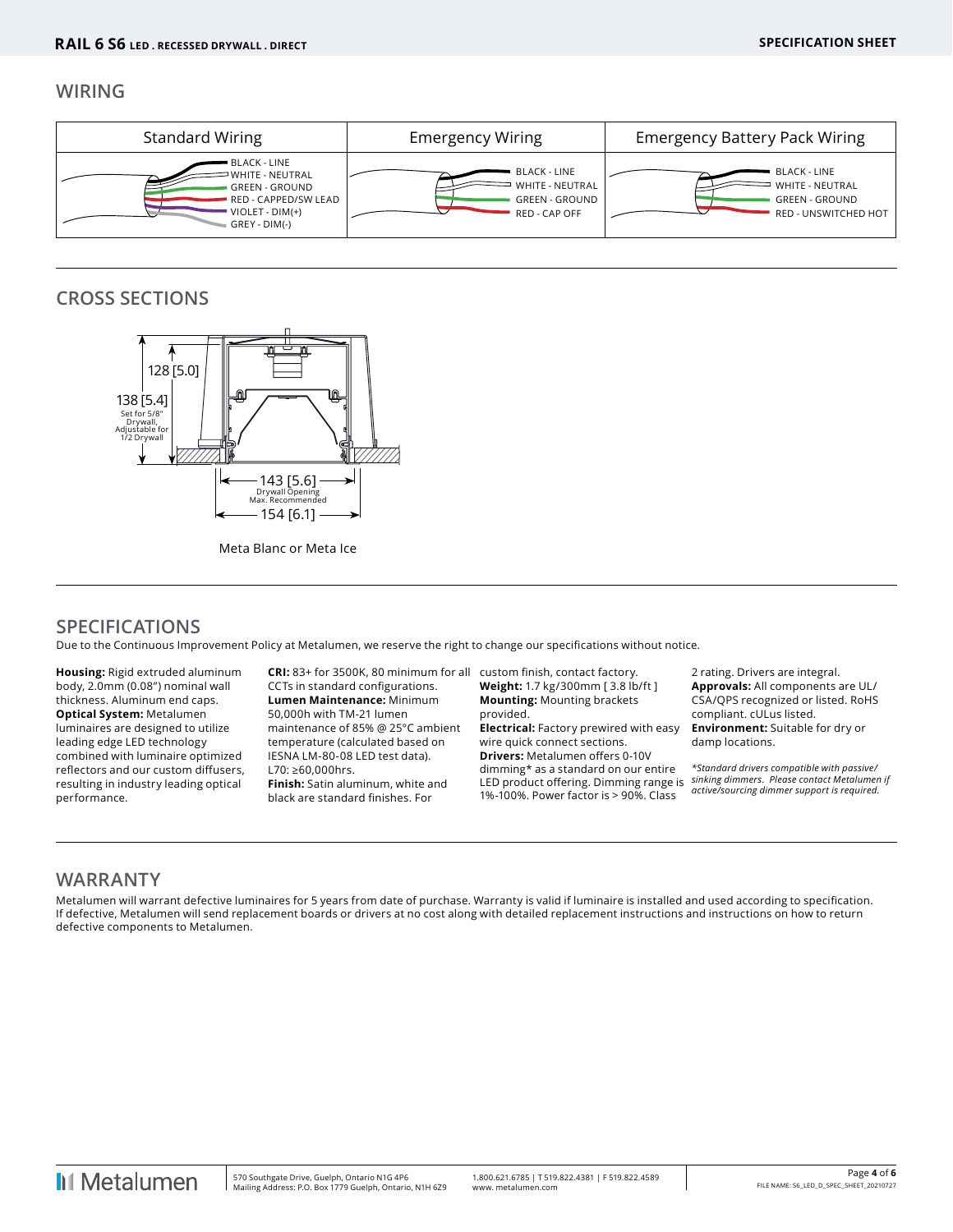## WIRING

| Standard Wiring | Emergency Wiring | Emergency Battery Pack Wiring |
|---|---|---|
| BLACK - LINE<br>WHITE - NEUTRAL<br>GREEN - GROUND<br>RED - CAPPED/SW LEAD<br>VIOLET - DIM(+)<br>GREY - DIM(-) | BLACK - LINE<br>WHITE - NEUTRAL<br>GREEN - GROUND<br>RED - CAP OFF | BLACK - LINE<br>WHITE - NEUTRAL<br>GREEN - GROUND<br>RED - UNSWITCHED HOT |

## CROSS SECTIONS

128 [5.0]

138 [5.4]
Set for 5/8" Drywall, Adjustable for 1/2 Drywall

143 [5.6]
Drywall Opening Max. Recommended

154 [6.1]

Meta Blanc or Meta Ice

## SPECIFICATIONS

Due to the Continuous Improvement Policy at Metalumen, we reserve the right to change our specifications without notice.

**Housing:** Rigid extruded aluminum body, 2.0mm (0.08") nominal wall thickness. Aluminum end caps.

**Optical System:** Metalumen luminaires are designed to utilize leading edge LED technology combined with luminaire optimized reflectors and our custom diffusers, resulting in industry leading optical performance.

**CRI:** 83+ for 3500K, 80 minimum for all CCTs in standard configurations.

**Lumen Maintenance:** Minimum 50,000h with TM-21 lumen maintenance of 85% @ 25°C ambient temperature (calculated based on IESNA LM-80-08 LED test data). L70: ≥60,000hrs.

**Finish:** Satin aluminum, white and black are standard finishes. For custom finish, contact factory.

**Weight:** 1.7 kg/300mm [ 3.8 lb/ft ]

**Mounting:** Mounting brackets provided.

**Electrical:** Factory prewired with easy wire quick connect sections.

**Drivers:** Metalumen offers 0-10V dimming* as a standard on our entire LED product offering. Dimming range is 1%-100%. Power factor is > 90%. Class 2 rating. Drivers are integral.

**Approvals:** All components are UL/CSA/QPS recognized or listed. RoHS compliant. cULus listed.

**Environment:** Suitable for dry or damp locations.

*\*Standard drivers compatible with passive/sinking dimmers. Please contact Metalumen if active/sourcing dimmer support is required.*

## WARRANTY

Metalumen will warrant defective luminaires for 5 years from date of purchase. Warranty is valid if luminaire is installed and used according to specification. If defective, Metalumen will send replacement boards or drivers at no cost along with detailed replacement instructions and instructions on how to return defective components to Metalumen.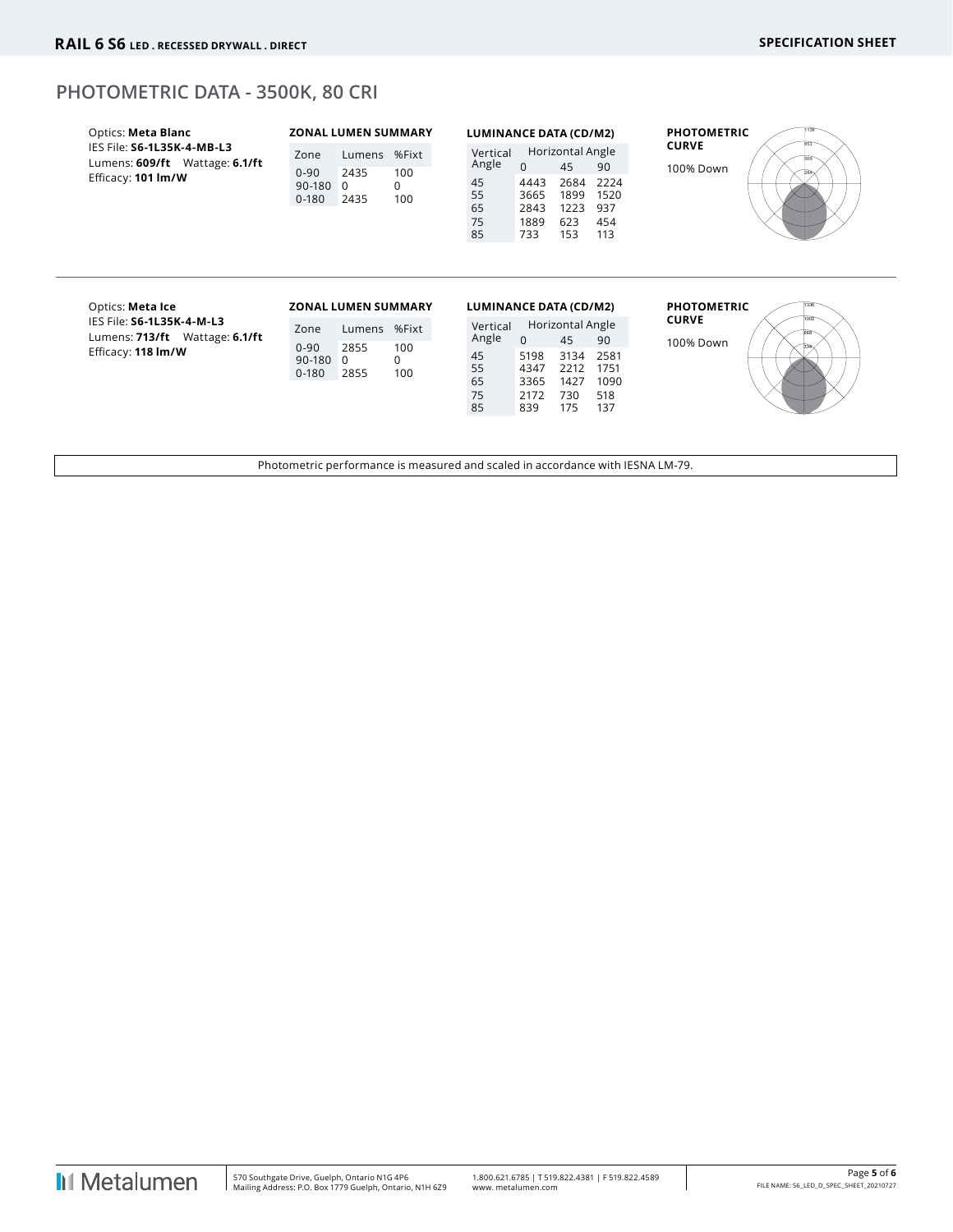## PHOTOMETRIC DATA - 3500K, 80 CRI

Optics: **Meta Blanc**
IES File: **S6-1L35K-4-MB-L3**
Lumens: **609/ft** Wattage: **6.1/ft**
Efficacy: **101 lm/W**

**ZONAL LUMEN SUMMARY**

| Zone | Lumens | %Fixt |
|---|---|---|
| 0-90 | 2435 | 100 |
| 90-180 | 0 | 0 |
| 0-180 | 2435 | 100 |

**LUMINANCE DATA (CD/M2)**

| Vertical Angle | Horizontal Angle | | |
|---|---|---|---|
| | 0 | 45 | 90 |
| 45 | 4443 | 2684 | 2224 |
| 55 | 3665 | 1899 | 1520 |
| 65 | 2843 | 1223 | 937 |
| 75 | 1889 | 623 | 454 |
| 85 | 733 | 153 | 113 |

**PHOTOMETRIC CURVE**

100% Down

1138
853
569
284

---

Optics: **Meta Ice**
IES File: **S6-1L35K-4-M-L3**
Lumens: **713/ft** Wattage: **6.1/ft**
Efficacy: **118 lm/W**

**ZONAL LUMEN SUMMARY**

| Zone | Lumens | %Fixt |
|---|---|---|
| 0-90 | 2855 | 100 |
| 90-180 | 0 | 0 |
| 0-180 | 2855 | 100 |

**LUMINANCE DATA (CD/M2)**

| Vertical Angle | Horizontal Angle | | |
|---|---|---|---|
| | 0 | 45 | 90 |
| 45 | 5198 | 3134 | 2581 |
| 55 | 4347 | 2212 | 1751 |
| 65 | 3365 | 1427 | 1090 |
| 75 | 2172 | 730 | 518 |
| 85 | 839 | 175 | 137 |

**PHOTOMETRIC CURVE**

100% Down

1336
1002
668
334

Photometric performance is measured and scaled in accordance with IESNA LM-79.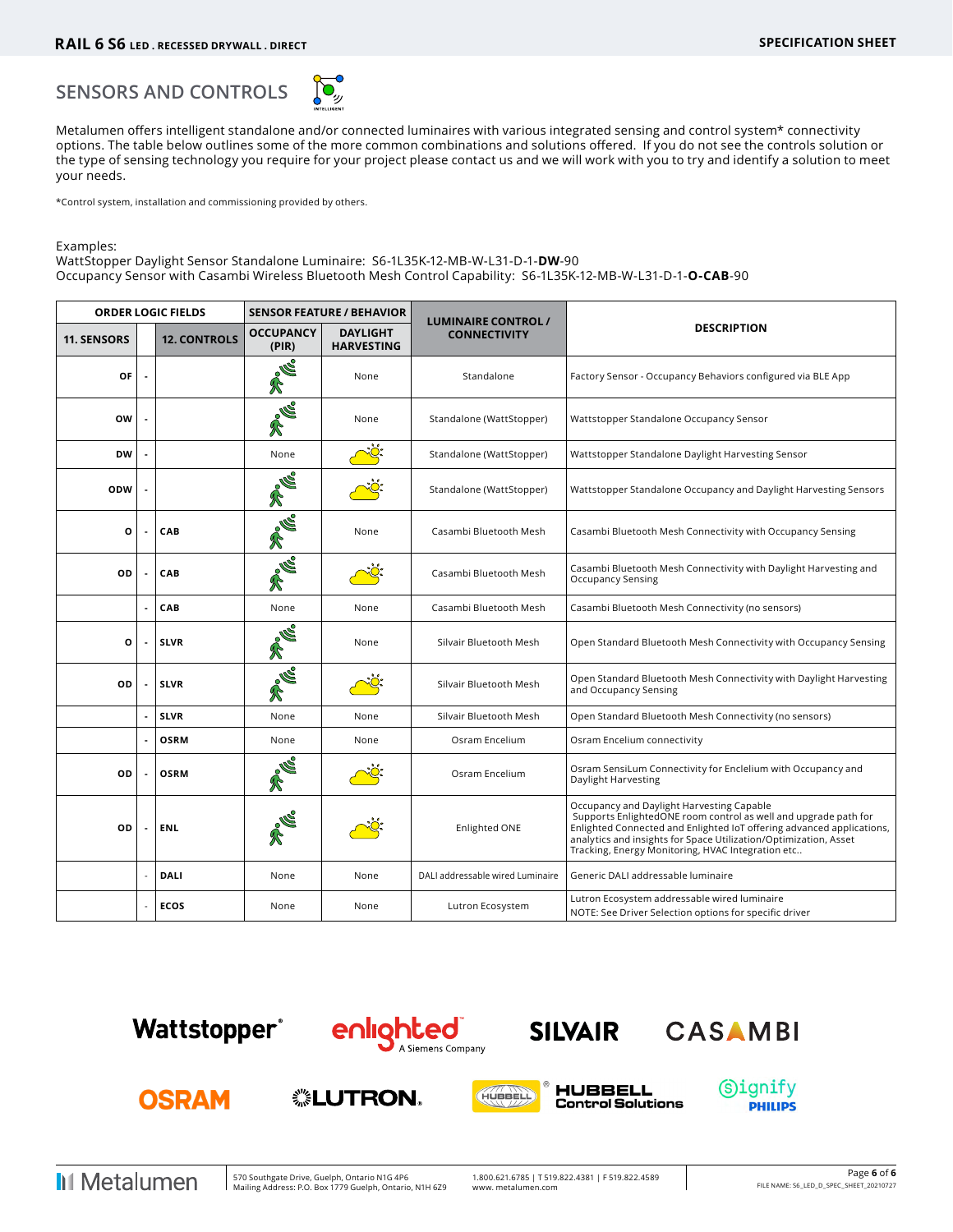## SENSORS AND CONTROLS

Metalumen offers intelligent standalone and/or connected luminaires with various integrated sensing and control system* connectivity options. The table below outlines some of the more common combinations and solutions offered. If you do not see the controls solution or the type of sensing technology you require for your project please contact us and we will work with you to try and identify a solution to meet your needs.

*Control system, installation and commissioning provided by others.

Examples:
WattStopper Daylight Sensor Standalone Luminaire: S6-1L35K-12-MB-W-L31-D-1-**DW**-90
Occupancy Sensor with Casambi Wireless Bluetooth Mesh Control Capability: S6-1L35K-12-MB-W-L31-D-1-**O-CAB**-90

| ORDER LOGIC FIELDS | | | SENSOR FEATURE / BEHAVIOR | | LUMINAIRE CONTROL / CONNECTIVITY | DESCRIPTION |
|---|---|---|---|---|---|---|
| **11. SENSORS** | | **12. CONTROLS** | **OCCUPANCY (PIR)** | **DAYLIGHT HARVESTING** | | |
| **OF** | - | | Yes | None | Standalone | Factory Sensor - Occupancy Behaviors configured via BLE App |
| **OW** | - | | Yes | None | Standalone (WattStopper) | Wattstopper Standalone Occupancy Sensor |
| **DW** | - | | None | Yes | Standalone (WattStopper) | Wattstopper Standalone Daylight Harvesting Sensor |
| **ODW** | - | | Yes | Yes | Standalone (WattStopper) | Wattstopper Standalone Occupancy and Daylight Harvesting Sensors |
| **O** | - | **CAB** | Yes | None | Casambi Bluetooth Mesh | Casambi Bluetooth Mesh Connectivity with Occupancy Sensing |
| **OD** | - | **CAB** | Yes | Yes | Casambi Bluetooth Mesh | Casambi Bluetooth Mesh Connectivity with Daylight Harvesting and Occupancy Sensing |
| | - | **CAB** | None | None | Casambi Bluetooth Mesh | Casambi Bluetooth Mesh Connectivity (no sensors) |
| **O** | - | **SLVR** | Yes | None | Silvair Bluetooth Mesh | Open Standard Bluetooth Mesh Connectivity with Occupancy Sensing |
| **OD** | - | **SLVR** | Yes | Yes | Silvair Bluetooth Mesh | Open Standard Bluetooth Mesh Connectivity with Daylight Harvesting and Occupancy Sensing |
| | - | **SLVR** | None | None | Silvair Bluetooth Mesh | Open Standard Bluetooth Mesh Connectivity (no sensors) |
| | - | **OSRM** | None | None | Osram Encelium | Osram Encelium connectivity |
| **OD** | - | **OSRM** | Yes | Yes | Osram Encelium | Osram SensiLum Connectivity for Enclelium with Occupancy and Daylight Harvesting |
| **OD** | - | **ENL** | Yes | Yes | Enlighted ONE | Occupancy and Daylight Harvesting Capable Supports EnlightedONE room control as well and upgrade path for Enlighted Connected and Enlighted IoT offering advanced applications, analytics and insights for Space Utilization/Optimization, Asset Tracking, Energy Monitoring, HVAC Integration etc.. |
| | - | **DALI** | None | None | DALI addressable wired Luminaire | Generic DALI addressable luminaire |
| | - | **ECOS** | None | None | Lutron Ecosystem | Lutron Ecosystem addressable wired luminaire<br>NOTE: See Driver Selection options for specific driver |

Wattstopper® | enlighted™ A Siemens Company | SILVAIR | CASAMBI | OSRAM | LUTRON | HUBBELL® Control Solutions | signify PHILIPS